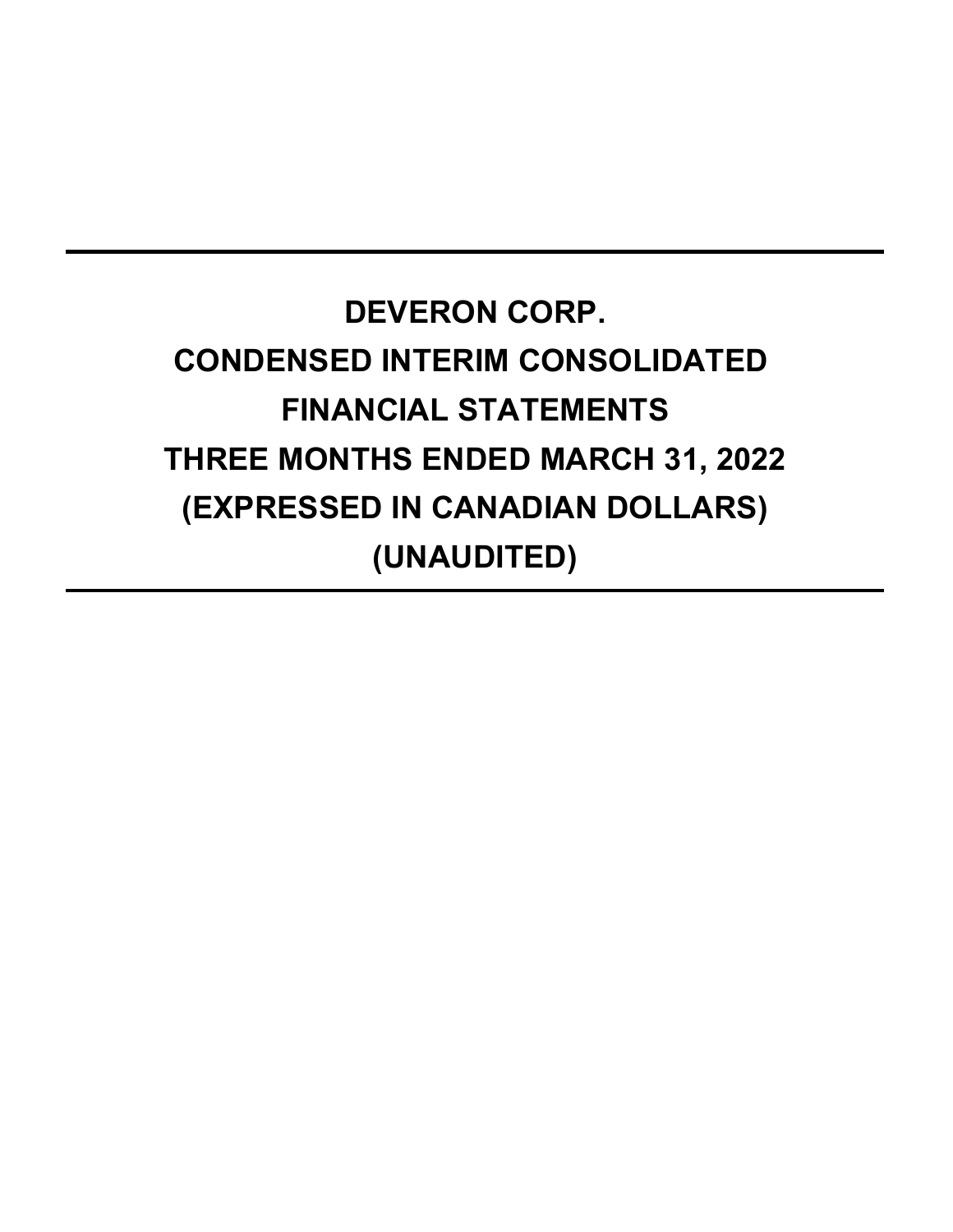# DEVERON CORP.

# CONDENSED INTERIM CONSOLIDATED FINANCIAL STATEMENTS

# THREE MONTHS ENDED MARCH 31, 2022

# (EXPRESSED IN CANADIAN DOLLARS)

# (UNAUDITED)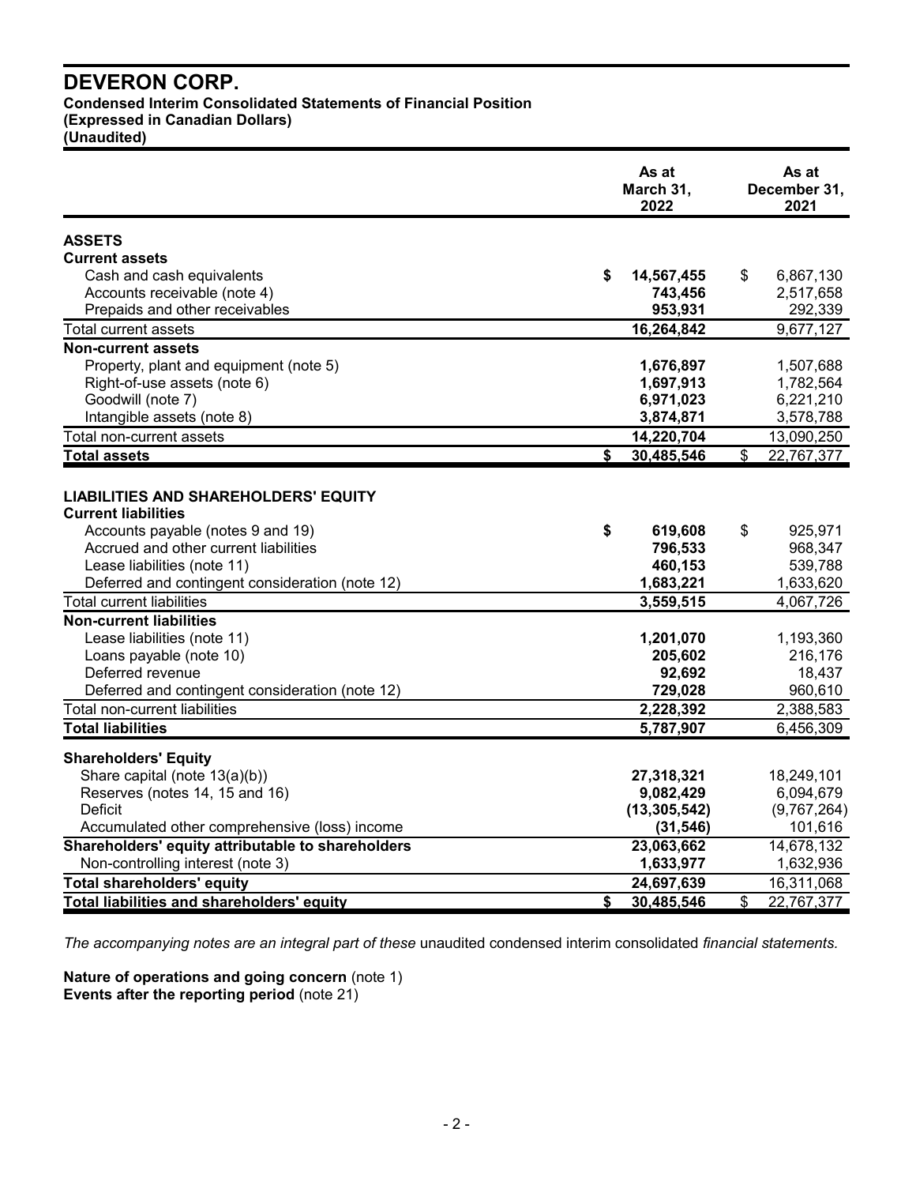# DEVERON CORP.

**Condensed Interim Consolidated Statements of Financial Position**
**(Expressed in Canadian Dollars)**
**(Unaudited)**

| | As at March 31, 2022 | As at December 31, 2021 |
|---|---|---|
| **ASSETS** | | |
| **Current assets** | | |
| Cash and cash equivalents | **$ 14,567,455** | $ 6,867,130 |
| Accounts receivable (note 4) | **743,456** | 2,517,658 |
| Prepaids and other receivables | **953,931** | 292,339 |
| Total current assets | **16,264,842** | 9,677,127 |
| **Non-current assets** | | |
| Property, plant and equipment (note 5) | **1,676,897** | 1,507,688 |
| Right-of-use assets (note 6) | **1,697,913** | 1,782,564 |
| Goodwill (note 7) | **6,971,023** | 6,221,210 |
| Intangible assets (note 8) | **3,874,871** | 3,578,788 |
| Total non-current assets | **14,220,704** | 13,090,250 |
| **Total assets** | **$ 30,485,546** | $ 22,767,377 |
| | | |
| **LIABILITIES AND SHAREHOLDERS' EQUITY** | | |
| **Current liabilities** | | |
| Accounts payable (notes 9 and 19) | **$ 619,608** | $ 925,971 |
| Accrued and other current liabilities | **796,533** | 968,347 |
| Lease liabilities (note 11) | **460,153** | 539,788 |
| Deferred and contingent consideration (note 12) | **1,683,221** | 1,633,620 |
| Total current liabilities | **3,559,515** | 4,067,726 |
| **Non-current liabilities** | | |
| Lease liabilities (note 11) | **1,201,070** | 1,193,360 |
| Loans payable (note 10) | **205,602** | 216,176 |
| Deferred revenue | **92,692** | 18,437 |
| Deferred and contingent consideration (note 12) | **729,028** | 960,610 |
| Total non-current liabilities | **2,228,392** | 2,388,583 |
| **Total liabilities** | **5,787,907** | 6,456,309 |
| **Shareholders' Equity** | | |
| Share capital (note 13(a)(b)) | **27,318,321** | 18,249,101 |
| Reserves (notes 14, 15 and 16) | **9,082,429** | 6,094,679 |
| Deficit | **(13,305,542)** | (9,767,264) |
| Accumulated other comprehensive (loss) income | **(31,546)** | 101,616 |
| **Shareholders' equity attributable to shareholders** | **23,063,662** | 14,678,132 |
| Non-controlling interest (note 3) | **1,633,977** | 1,632,936 |
| **Total shareholders' equity** | **24,697,639** | 16,311,068 |
| **Total liabilities and shareholders' equity** | **$ 30,485,546** | $ 22,767,377 |

*The accompanying notes are an integral part of these* unaudited condensed interim consolidated *financial statements.*

**Nature of operations and going concern** (note 1)
**Events after the reporting period** (note 21)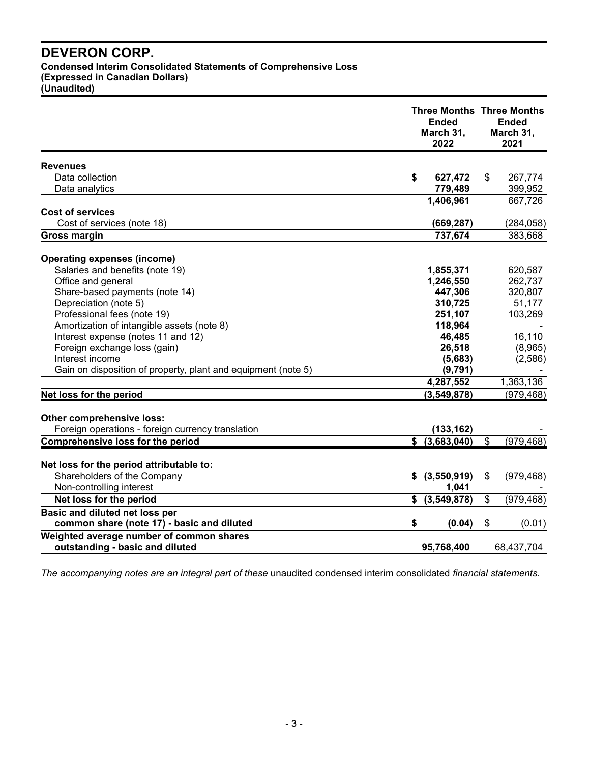# DEVERON CORP.

**Condensed Interim Consolidated Statements of Comprehensive Loss**
**(Expressed in Canadian Dollars)**
**(Unaudited)**

| | Three Months Ended March 31, 2022 | Three Months Ended March 31, 2021 |
|---|---|---|
| **Revenues** | | |
| Data collection | **$ 627,472** | $ 267,774 |
| Data analytics | **779,489** | 399,952 |
| | **1,406,961** | 667,726 |
| **Cost of services** | | |
| Cost of services (note 18) | **(669,287)** | (284,058) |
| **Gross margin** | **737,674** | 383,668 |
| **Operating expenses (income)** | | |
| Salaries and benefits (note 19) | **1,855,371** | 620,587 |
| Office and general | **1,246,550** | 262,737 |
| Share-based payments (note 14) | **447,306** | 320,807 |
| Depreciation (note 5) | **310,725** | 51,177 |
| Professional fees (note 19) | **251,107** | 103,269 |
| Amortization of intangible assets (note 8) | **118,964** | - |
| Interest expense (notes 11 and 12) | **46,485** | 16,110 |
| Foreign exchange loss (gain) | **26,518** | (8,965) |
| Interest income | **(5,683)** | (2,586) |
| Gain on disposition of property, plant and equipment (note 5) | **(9,791)** | - |
| | **4,287,552** | 1,363,136 |
| **Net loss for the period** | **(3,549,878)** | (979,468) |
| **Other comprehensive loss:** | | |
| Foreign operations - foreign currency translation | **(133,162)** | - |
| **Comprehensive loss for the period** | **$ (3,683,040)** | $ (979,468) |
| **Net loss for the period attributable to:** | | |
| Shareholders of the Company | **$ (3,550,919)** | $ (979,468) |
| Non-controlling interest | **1,041** | - |
| **Net loss for the period** | **$ (3,549,878)** | $ (979,468) |
| **Basic and diluted net loss per common share (note 17) - basic and diluted** | **$ (0.04)** | $ (0.01) |
| **Weighted average number of common shares outstanding - basic and diluted** | **95,768,400** | 68,437,704 |

*The accompanying notes are an integral part of these* unaudited condensed interim consolidated *financial statements.*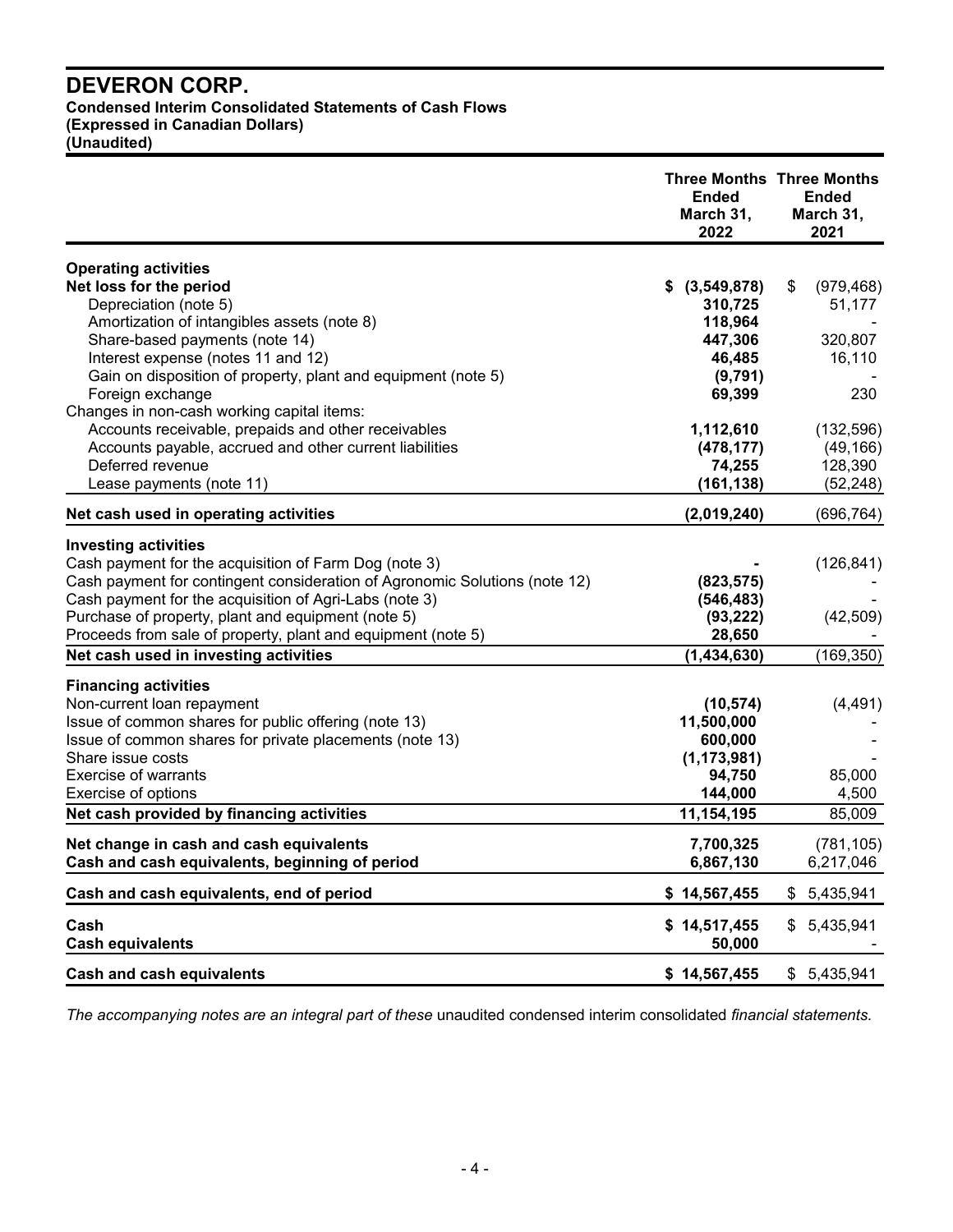# DEVERON CORP.

**Condensed Interim Consolidated Statements of Cash Flows**
**(Expressed in Canadian Dollars)**
**(Unaudited)**

| | Three Months Ended March 31, 2022 | Three Months Ended March 31, 2021 |
|---|---|---|
| **Operating activities** | | |
| **Net loss for the period** | **$ (3,549,878)** | $ (979,468) |
| Depreciation (note 5) | **310,725** | 51,177 |
| Amortization of intangibles assets (note 8) | **118,964** | - |
| Share-based payments (note 14) | **447,306** | 320,807 |
| Interest expense (notes 11 and 12) | **46,485** | 16,110 |
| Gain on disposition of property, plant and equipment (note 5) | **(9,791)** | - |
| Foreign exchange | **69,399** | 230 |
| Changes in non-cash working capital items: | | |
| Accounts receivable, prepaids and other receivables | **1,112,610** | (132,596) |
| Accounts payable, accrued and other current liabilities | **(478,177)** | (49,166) |
| Deferred revenue | **74,255** | 128,390 |
| Lease payments (note 11) | **(161,138)** | (52,248) |
| **Net cash used in operating activities** | **(2,019,240)** | (696,764) |
| **Investing activities** | | |
| Cash payment for the acquisition of Farm Dog (note 3) | **-** | (126,841) |
| Cash payment for contingent consideration of Agronomic Solutions (note 12) | **(823,575)** | - |
| Cash payment for the acquisition of Agri-Labs (note 3) | **(546,483)** | - |
| Purchase of property, plant and equipment (note 5) | **(93,222)** | (42,509) |
| Proceeds from sale of property, plant and equipment (note 5) | **28,650** | - |
| **Net cash used in investing activities** | **(1,434,630)** | (169,350) |
| **Financing activities** | | |
| Non-current loan repayment | **(10,574)** | (4,491) |
| Issue of common shares for public offering (note 13) | **11,500,000** | - |
| Issue of common shares for private placements (note 13) | **600,000** | - |
| Share issue costs | **(1,173,981)** | - |
| Exercise of warrants | **94,750** | 85,000 |
| Exercise of options | **144,000** | 4,500 |
| **Net cash provided by financing activities** | **11,154,195** | 85,009 |
| **Net change in cash and cash equivalents** | **7,700,325** | (781,105) |
| **Cash and cash equivalents, beginning of period** | **6,867,130** | 6,217,046 |
| **Cash and cash equivalents, end of period** | **$ 14,567,455** | $ 5,435,941 |
| **Cash** | **$ 14,517,455** | $ 5,435,941 |
| **Cash equivalents** | **50,000** | - |
| **Cash and cash equivalents** | **$ 14,567,455** | $ 5,435,941 |

*The accompanying notes are an integral part of these* unaudited condensed interim consolidated *financial statements.*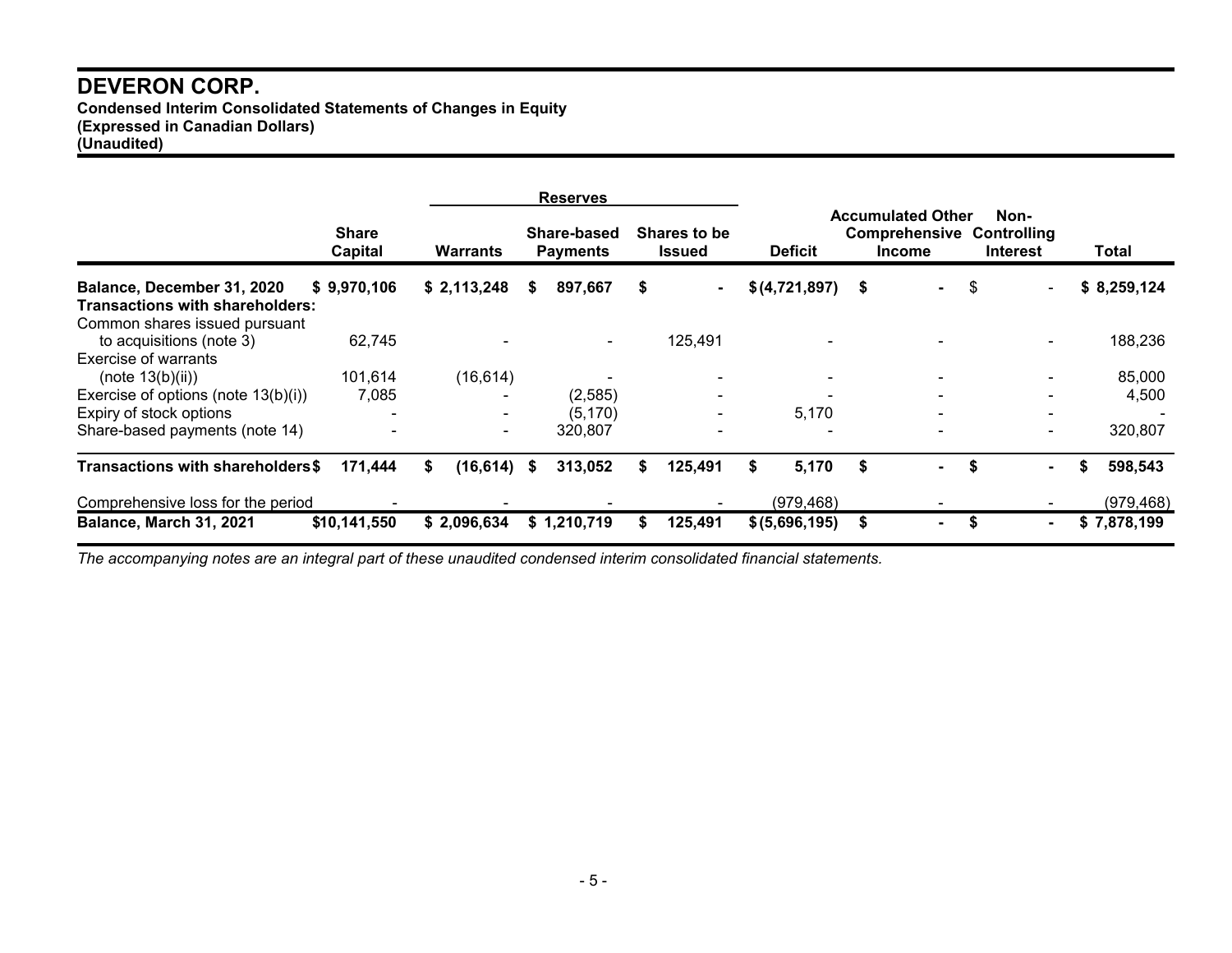# DEVERON CORP.

**Condensed Interim Consolidated Statements of Changes in Equity**
**(Expressed in Canadian Dollars)**
**(Unaudited)**

| | | Reserves | | | | | | |
|---|---|---|---|---|---|---|---|---|
| | **Share Capital** | **Warrants** | **Share-based Payments** | **Shares to be Issued** | **Deficit** | **Accumulated Other Comprehensive Income** | **Non-Controlling Interest** | **Total** |
| **Balance, December 31, 2020** | **$ 9,970,106** | **$ 2,113,248** | **$ 897,667** | **$ -** | **$ (4,721,897)** | **$ -** | $ - | **$ 8,259,124** |
| **Transactions with shareholders:** | | | | | | | | |
| Common shares issued pursuant to acquisitions (note 3) | 62,745 | - | - | 125,491 | - | - | - | 188,236 |
| Exercise of warrants (note 13(b)(ii)) | 101,614 | (16,614) | - | - | - | - | - | 85,000 |
| Exercise of options (note 13(b)(i)) | 7,085 | - | (2,585) | - | - | - | - | 4,500 |
| Expiry of stock options | - | - | (5,170) | - | 5,170 | - | - | - |
| Share-based payments (note 14) | - | - | 320,807 | - | - | - | - | 320,807 |
| **Transactions with shareholders** | **$ 171,444** | **$ (16,614)** | **$ 313,052** | **$ 125,491** | **$ 5,170** | **$ -** | **$ -** | **$ 598,543** |
| Comprehensive loss for the period | - | - | - | - | (979,468) | - | - | (979,468) |
| **Balance, March 31, 2021** | **$10,141,550** | **$ 2,096,634** | **$ 1,210,719** | **$ 125,491** | **$ (5,696,195)** | **$ -** | **$ -** | **$ 7,878,199** |

*The accompanying notes are an integral part of these unaudited condensed interim consolidated financial statements.*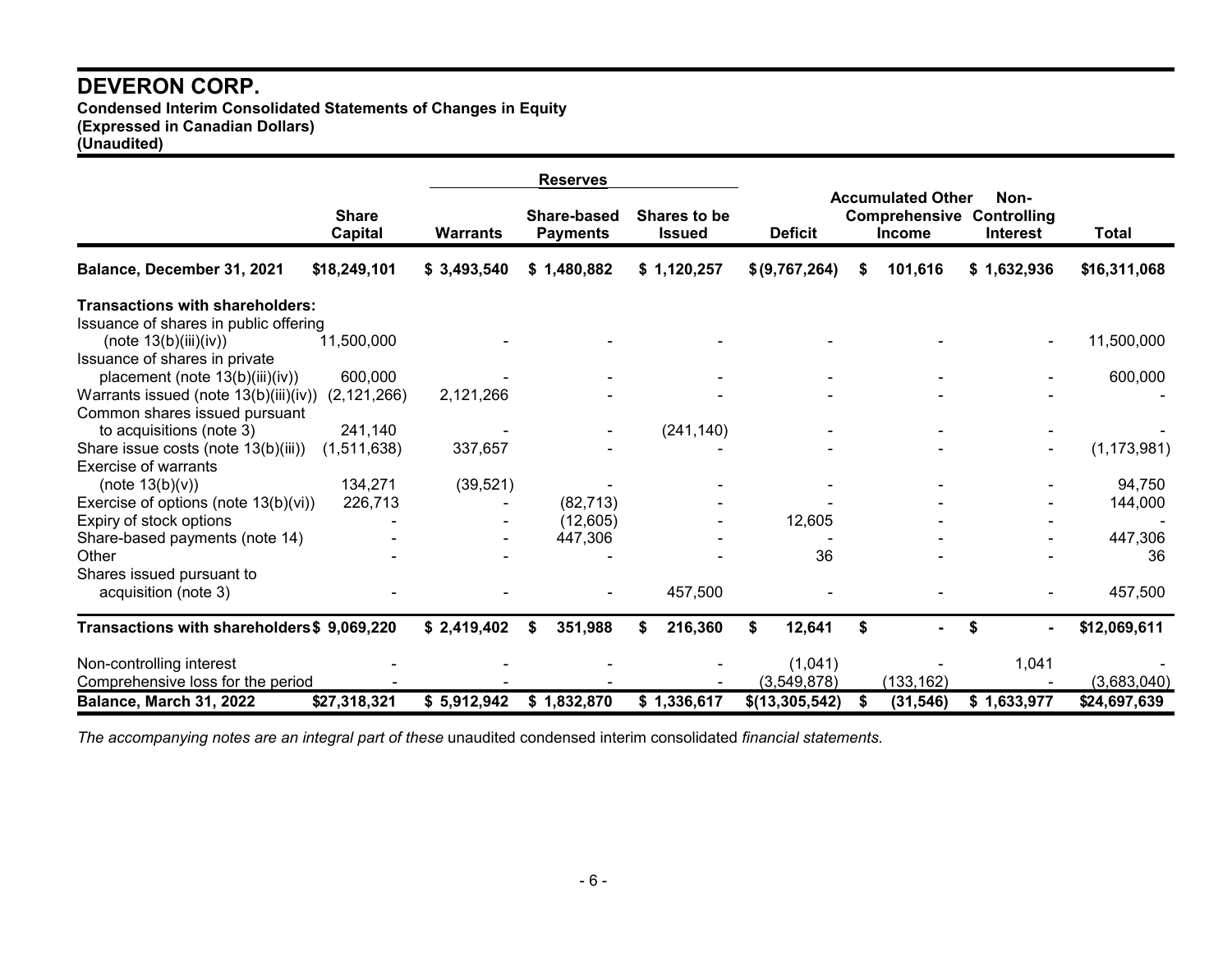# DEVERON CORP.

**Condensed Interim Consolidated Statements of Changes in Equity**
**(Expressed in Canadian Dollars)**
**(Unaudited)**

| | | Reserves | | | | | | |
|---|---|---|---|---|---|---|---|---|
| | **Share Capital** | **Warrants** | **Share-based Payments** | **Shares to be Issued** | **Deficit** | **Accumulated Other Comprehensive Income** | **Non-Controlling Interest** | **Total** |
| **Balance, December 31, 2021** | **$18,249,101** | **$ 3,493,540** | **$ 1,480,882** | **$ 1,120,257** | **$(9,767,264)** | **$ 101,616** | **$ 1,632,936** | **$16,311,068** |
| **Transactions with shareholders:** | | | | | | | | |
| Issuance of shares in public offering (note 13(b)(iii)(iv)) | 11,500,000 | - | - | - | - | - | - | 11,500,000 |
| Issuance of shares in private placement (note 13(b)(iii)(iv)) | 600,000 | - | - | - | - | - | - | 600,000 |
| Warrants issued (note 13(b)(iii)(iv)) | (2,121,266) | 2,121,266 | - | - | - | - | - | - |
| Common shares issued pursuant to acquisitions (note 3) | 241,140 | - | - | (241,140) | - | - | - | - |
| Share issue costs (note 13(b)(iii)) | (1,511,638) | 337,657 | - | - | - | - | - | (1,173,981) |
| Exercise of warrants (note 13(b)(v)) | 134,271 | (39,521) | - | - | - | - | - | 94,750 |
| Exercise of options (note 13(b)(vi)) | 226,713 | - | (82,713) | - | - | - | - | 144,000 |
| Expiry of stock options | - | - | (12,605) | - | 12,605 | - | - | - |
| Share-based payments (note 14) | - | - | 447,306 | - | - | - | - | 447,306 |
| Other | - | - | - | - | 36 | - | - | 36 |
| Shares issued pursuant to acquisition (note 3) | - | - | - | 457,500 | - | - | - | 457,500 |
| **Transactions with shareholders** | **$ 9,069,220** | **$ 2,419,402** | **$ 351,988** | **$ 216,360** | **$ 12,641** | **$ -** | **$ -** | **$12,069,611** |
| Non-controlling interest | - | - | - | - | (1,041) | - | 1,041 | - |
| Comprehensive loss for the period | - | - | - | - | (3,549,878) | (133,162) | - | (3,683,040) |
| **Balance, March 31, 2022** | **$27,318,321** | **$ 5,912,942** | **$ 1,832,870** | **$ 1,336,617** | **$(13,305,542)** | **$ (31,546)** | **$ 1,633,977** | **$24,697,639** |

*The accompanying notes are an integral part of these* unaudited condensed interim consolidated *financial statements.*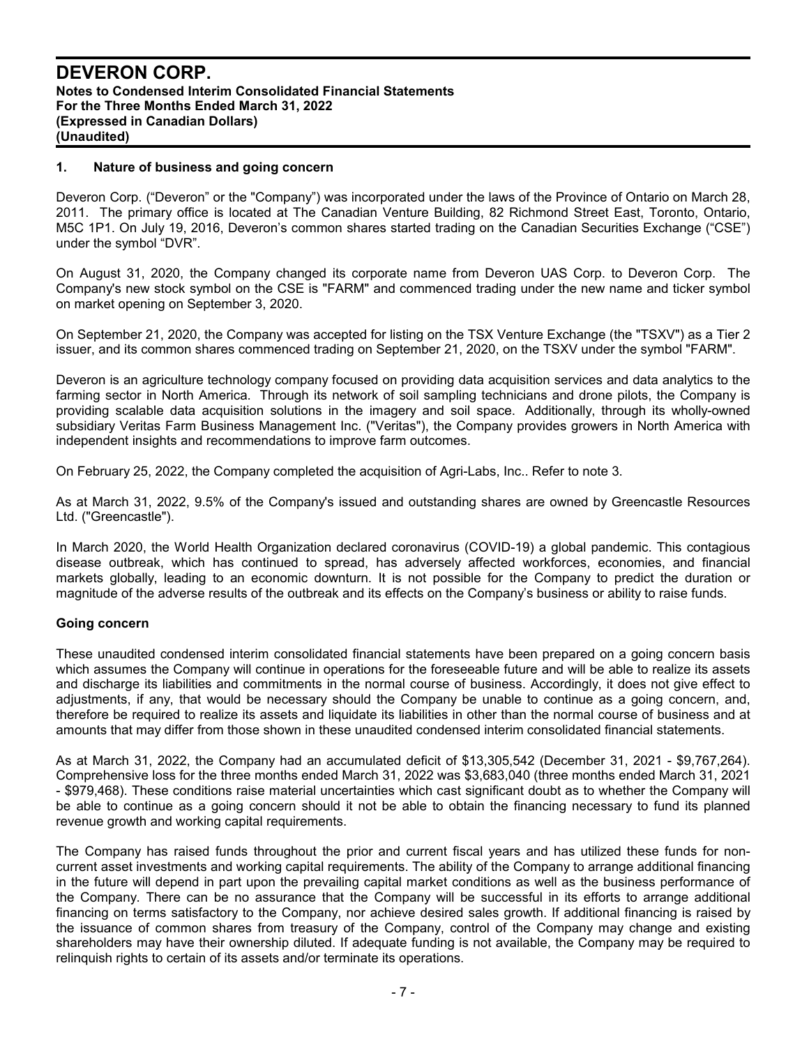## 1. Nature of business and going concern

Deveron Corp. ("Deveron" or the "Company") was incorporated under the laws of the Province of Ontario on March 28, 2011. The primary office is located at The Canadian Venture Building, 82 Richmond Street East, Toronto, Ontario, M5C 1P1. On July 19, 2016, Deveron's common shares started trading on the Canadian Securities Exchange ("CSE") under the symbol "DVR".

On August 31, 2020, the Company changed its corporate name from Deveron UAS Corp. to Deveron Corp. The Company's new stock symbol on the CSE is "FARM" and commenced trading under the new name and ticker symbol on market opening on September 3, 2020.

On September 21, 2020, the Company was accepted for listing on the TSX Venture Exchange (the "TSXV") as a Tier 2 issuer, and its common shares commenced trading on September 21, 2020, on the TSXV under the symbol "FARM".

Deveron is an agriculture technology company focused on providing data acquisition services and data analytics to the farming sector in North America. Through its network of soil sampling technicians and drone pilots, the Company is providing scalable data acquisition solutions in the imagery and soil space. Additionally, through its wholly-owned subsidiary Veritas Farm Business Management Inc. ("Veritas"), the Company provides growers in North America with independent insights and recommendations to improve farm outcomes.

On February 25, 2022, the Company completed the acquisition of Agri-Labs, Inc.. Refer to note 3.

As at March 31, 2022, 9.5% of the Company's issued and outstanding shares are owned by Greencastle Resources Ltd. ("Greencastle").

In March 2020, the World Health Organization declared coronavirus (COVID-19) a global pandemic. This contagious disease outbreak, which has continued to spread, has adversely affected workforces, economies, and financial markets globally, leading to an economic downturn. It is not possible for the Company to predict the duration or magnitude of the adverse results of the outbreak and its effects on the Company's business or ability to raise funds.

### Going concern

These unaudited condensed interim consolidated financial statements have been prepared on a going concern basis which assumes the Company will continue in operations for the foreseeable future and will be able to realize its assets and discharge its liabilities and commitments in the normal course of business. Accordingly, it does not give effect to adjustments, if any, that would be necessary should the Company be unable to continue as a going concern, and, therefore be required to realize its assets and liquidate its liabilities in other than the normal course of business and at amounts that may differ from those shown in these unaudited condensed interim consolidated financial statements.

As at March 31, 2022, the Company had an accumulated deficit of $13,305,542 (December 31, 2021 - $9,767,264). Comprehensive loss for the three months ended March 31, 2022 was $3,683,040 (three months ended March 31, 2021 - $979,468). These conditions raise material uncertainties which cast significant doubt as to whether the Company will be able to continue as a going concern should it not be able to obtain the financing necessary to fund its planned revenue growth and working capital requirements.

The Company has raised funds throughout the prior and current fiscal years and has utilized these funds for non-current asset investments and working capital requirements. The ability of the Company to arrange additional financing in the future will depend in part upon the prevailing capital market conditions as well as the business performance of the Company. There can be no assurance that the Company will be successful in its efforts to arrange additional financing on terms satisfactory to the Company, nor achieve desired sales growth. If additional financing is raised by the issuance of common shares from treasury of the Company, control of the Company may change and existing shareholders may have their ownership diluted. If adequate funding is not available, the Company may be required to relinquish rights to certain of its assets and/or terminate its operations.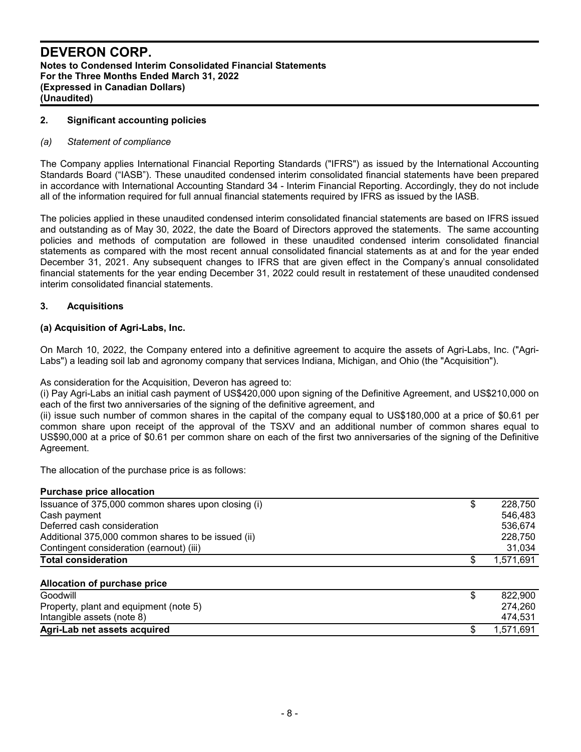## 2. Significant accounting policies

*(a) Statement of compliance*

The Company applies International Financial Reporting Standards ("IFRS") as issued by the International Accounting Standards Board ("IASB"). These unaudited condensed interim consolidated financial statements have been prepared in accordance with International Accounting Standard 34 - Interim Financial Reporting. Accordingly, they do not include all of the information required for full annual financial statements required by IFRS as issued by the IASB.

The policies applied in these unaudited condensed interim consolidated financial statements are based on IFRS issued and outstanding as of May 30, 2022, the date the Board of Directors approved the statements. The same accounting policies and methods of computation are followed in these unaudited condensed interim consolidated financial statements as compared with the most recent annual consolidated financial statements as at and for the year ended December 31, 2021. Any subsequent changes to IFRS that are given effect in the Company's annual consolidated financial statements for the year ending December 31, 2022 could result in restatement of these unaudited condensed interim consolidated financial statements.

## 3. Acquisitions

### (a) Acquisition of Agri-Labs, Inc.

On March 10, 2022, the Company entered into a definitive agreement to acquire the assets of Agri-Labs, Inc. ("Agri-Labs") a leading soil lab and agronomy company that services Indiana, Michigan, and Ohio (the "Acquisition").

As consideration for the Acquisition, Deveron has agreed to:
(i) Pay Agri-Labs an initial cash payment of US$420,000 upon signing of the Definitive Agreement, and US$210,000 on each of the first two anniversaries of the signing of the definitive agreement, and
(ii) issue such number of common shares in the capital of the company equal to US$180,000 at a price of $0.61 per common share upon receipt of the approval of the TSXV and an additional number of common shares equal to US$90,000 at a price of $0.61 per common share on each of the first two anniversaries of the signing of the Definitive Agreement.

The allocation of the purchase price is as follows:

| **Purchase price allocation** | | |
|---|---|---|
| Issuance of 375,000 common shares upon closing (i) | $ | 228,750 |
| Cash payment | | 546,483 |
| Deferred cash consideration | | 536,674 |
| Additional 375,000 common shares to be issued (ii) | | 228,750 |
| Contingent consideration (earnout) (iii) | | 31,034 |
| **Total consideration** | $ | 1,571,691 |

| **Allocation of purchase price** | | |
|---|---|---|
| Goodwill | $ | 822,900 |
| Property, plant and equipment (note 5) | | 274,260 |
| Intangible assets (note 8) | | 474,531 |
| **Agri-Lab net assets acquired** | $ | 1,571,691 |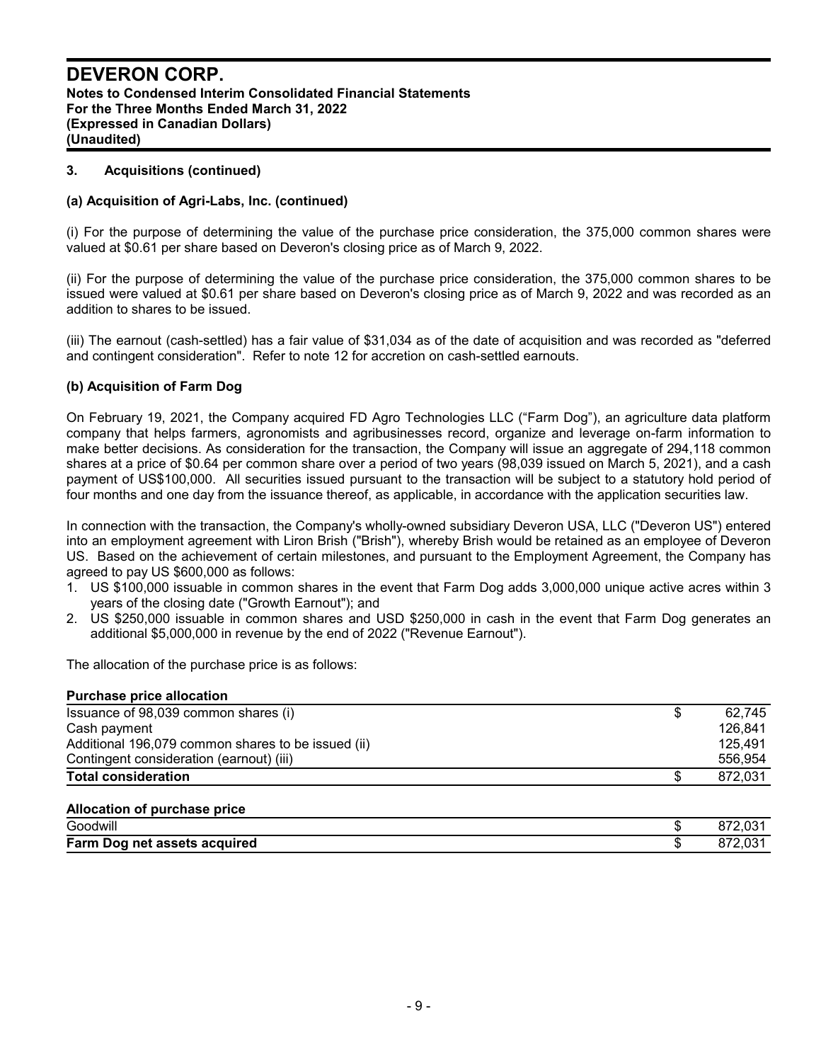## 3. Acquisitions (continued)

### (a) Acquisition of Agri-Labs, Inc. (continued)

(i) For the purpose of determining the value of the purchase price consideration, the 375,000 common shares were valued at $0.61 per share based on Deveron's closing price as of March 9, 2022.

(ii) For the purpose of determining the value of the purchase price consideration, the 375,000 common shares to be issued were valued at $0.61 per share based on Deveron's closing price as of March 9, 2022 and was recorded as an addition to shares to be issued.

(iii) The earnout (cash-settled) has a fair value of $31,034 as of the date of acquisition and was recorded as "deferred and contingent consideration". Refer to note 12 for accretion on cash-settled earnouts.

### (b) Acquisition of Farm Dog

On February 19, 2021, the Company acquired FD Agro Technologies LLC ("Farm Dog"), an agriculture data platform company that helps farmers, agronomists and agribusinesses record, organize and leverage on-farm information to make better decisions. As consideration for the transaction, the Company will issue an aggregate of 294,118 common shares at a price of $0.64 per common share over a period of two years (98,039 issued on March 5, 2021), and a cash payment of US$100,000. All securities issued pursuant to the transaction will be subject to a statutory hold period of four months and one day from the issuance thereof, as applicable, in accordance with the application securities law.

In connection with the transaction, the Company's wholly-owned subsidiary Deveron USA, LLC ("Deveron US") entered into an employment agreement with Liron Brish ("Brish"), whereby Brish would be retained as an employee of Deveron US. Based on the achievement of certain milestones, and pursuant to the Employment Agreement, the Company has agreed to pay US $600,000 as follows:

1. US $100,000 issuable in common shares in the event that Farm Dog adds 3,000,000 unique active acres within 3 years of the closing date ("Growth Earnout"); and
2. US $250,000 issuable in common shares and USD $250,000 in cash in the event that Farm Dog generates an additional $5,000,000 in revenue by the end of 2022 ("Revenue Earnout").

The allocation of the purchase price is as follows:

| **Purchase price allocation** | | |
|---|---|---|
| Issuance of 98,039 common shares (i) | $ | 62,745 |
| Cash payment | | 126,841 |
| Additional 196,079 common shares to be issued (ii) | | 125,491 |
| Contingent consideration (earnout) (iii) | | 556,954 |
| **Total consideration** | $ | 872,031 |

| **Allocation of purchase price** | | |
|---|---|---|
| Goodwill | $ | 872,031 |
| **Farm Dog net assets acquired** | $ | 872,031 |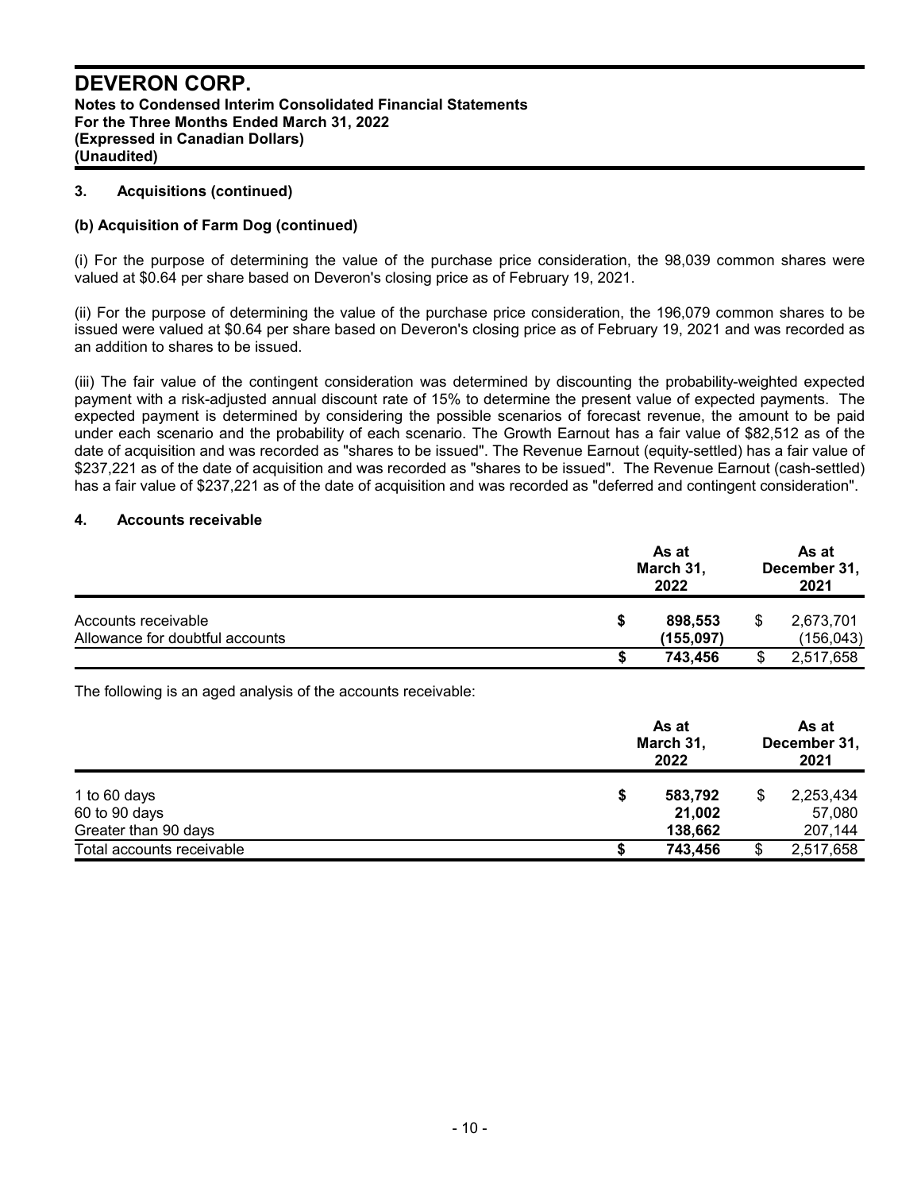## 3. Acquisitions (continued)

### (b) Acquisition of Farm Dog (continued)

(i) For the purpose of determining the value of the purchase price consideration, the 98,039 common shares were valued at $0.64 per share based on Deveron's closing price as of February 19, 2021.

(ii) For the purpose of determining the value of the purchase price consideration, the 196,079 common shares to be issued were valued at $0.64 per share based on Deveron's closing price as of February 19, 2021 and was recorded as an addition to shares to be issued.

(iii) The fair value of the contingent consideration was determined by discounting the probability-weighted expected payment with a risk-adjusted annual discount rate of 15% to determine the present value of expected payments. The expected payment is determined by considering the possible scenarios of forecast revenue, the amount to be paid under each scenario and the probability of each scenario. The Growth Earnout has a fair value of $82,512 as of the date of acquisition and was recorded as "shares to be issued". The Revenue Earnout (equity-settled) has a fair value of $237,221 as of the date of acquisition and was recorded as "shares to be issued". The Revenue Earnout (cash-settled) has a fair value of $237,221 as of the date of acquisition and was recorded as "deferred and contingent consideration".

## 4. Accounts receivable

| | As at March 31, 2022 | As at December 31, 2021 |
|---|---|---|
| Accounts receivable | **$ 898,553** | $ 2,673,701 |
| Allowance for doubtful accounts | **(155,097)** | (156,043) |
| | **$ 743,456** | $ 2,517,658 |

The following is an aged analysis of the accounts receivable:

| | As at March 31, 2022 | As at December 31, 2021 |
|---|---|---|
| 1 to 60 days | **$ 583,792** | $ 2,253,434 |
| 60 to 90 days | **21,002** | 57,080 |
| Greater than 90 days | **138,662** | 207,144 |
| Total accounts receivable | **$ 743,456** | $ 2,517,658 |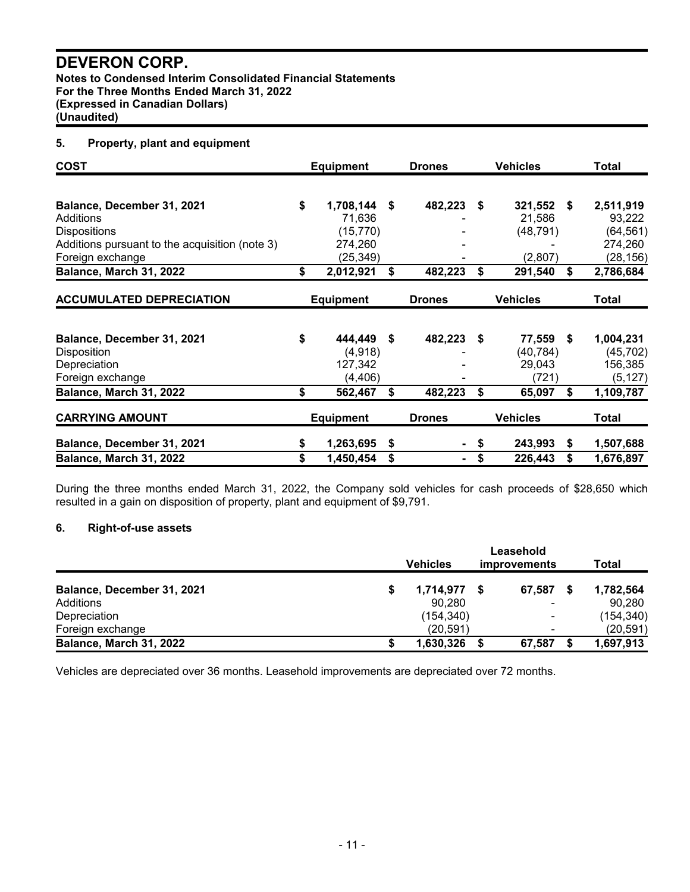## 5. Property, plant and equipment

| COST | Equipment | Drones | Vehicles | Total |
|---|---|---|---|---|
| **Balance, December 31, 2021** | **$ 1,708,144** | **$ 482,223** | **$ 321,552** | **$ 2,511,919** |
| Additions | 71,636 | - | 21,586 | 93,222 |
| Dispositions | (15,770) | - | (48,791) | (64,561) |
| Additions pursuant to the acquisition (note 3) | 274,260 | - | - | 274,260 |
| Foreign exchange | (25,349) | - | (2,807) | (28,156) |
| **Balance, March 31, 2022** | **$ 2,012,921** | **$ 482,223** | **$ 291,540** | **$ 2,786,684** |

| ACCUMULATED DEPRECIATION | Equipment | Drones | Vehicles | Total |
|---|---|---|---|---|
| **Balance, December 31, 2021** | **$ 444,449** | **$ 482,223** | **$ 77,559** | **$ 1,004,231** |
| Disposition | (4,918) | - | (40,784) | (45,702) |
| Depreciation | 127,342 | - | 29,043 | 156,385 |
| Foreign exchange | (4,406) | - | (721) | (5,127) |
| **Balance, March 31, 2022** | **$ 562,467** | **$ 482,223** | **$ 65,097** | **$ 1,109,787** |

| CARRYING AMOUNT | Equipment | Drones | Vehicles | Total |
|---|---|---|---|---|
| **Balance, December 31, 2021** | **$ 1,263,695** | **$ -** | **$ 243,993** | **$ 1,507,688** |
| **Balance, March 31, 2022** | **$ 1,450,454** | **$ -** | **$ 226,443** | **$ 1,676,897** |

During the three months ended March 31, 2022, the Company sold vehicles for cash proceeds of $28,650 which resulted in a gain on disposition of property, plant and equipment of $9,791.

## 6. Right-of-use assets

| | Vehicles | Leasehold improvements | Total |
|---|---|---|---|
| **Balance, December 31, 2021** | **$ 1,714,977** | **$ 67,587** | **$ 1,782,564** |
| Additions | 90,280 | - | 90,280 |
| Depreciation | (154,340) | - | (154,340) |
| Foreign exchange | (20,591) | - | (20,591) |
| **Balance, March 31, 2022** | **$ 1,630,326** | **$ 67,587** | **$ 1,697,913** |

Vehicles are depreciated over 36 months. Leasehold improvements are depreciated over 72 months.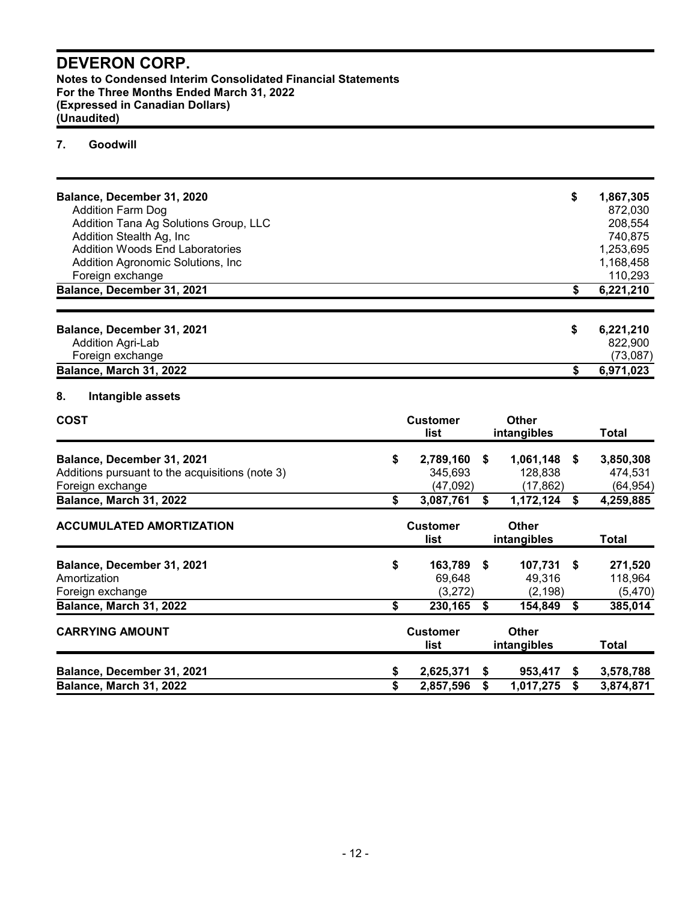# DEVERON CORP.

**Notes to Condensed Interim Consolidated Financial Statements**
**For the Three Months Ended March 31, 2022**
**(Expressed in Canadian Dollars)**
**(Unaudited)**

## 7. Goodwill

| | | |
|---|---|---|
| **Balance, December 31, 2020** | $ | 1,867,305 |
| Addition Farm Dog | | 872,030 |
| Addition Tana Ag Solutions Group, LLC | | 208,554 |
| Addition Stealth Ag, Inc | | 740,875 |
| Addition Woods End Laboratories | | 1,253,695 |
| Addition Agronomic Solutions, Inc | | 1,168,458 |
| Foreign exchange | | 110,293 |
| **Balance, December 31, 2021** | **$** | **6,221,210** |

| | | |
|---|---|---|
| **Balance, December 31, 2021** | $ | 6,221,210 |
| Addition Agri-Lab | | 822,900 |
| Foreign exchange | | (73,087) |
| **Balance, March 31, 2022** | **$** | **6,971,023** |

## 8. Intangible assets

| **COST** | | **Customer list** | | **Other intangibles** | | **Total** |
|---|---|---|---|---|---|---|
| **Balance, December 31, 2021** | $ | **2,789,160** | $ | **1,061,148** | $ | **3,850,308** |
| Additions pursuant to the acquisitions (note 3) | | 345,693 | | 128,838 | | 474,531 |
| Foreign exchange | | (47,092) | | (17,862) | | (64,954) |
| **Balance, March 31, 2022** | **$** | **3,087,761** | **$** | **1,172,124** | **$** | **4,259,885** |

| **ACCUMULATED AMORTIZATION** | | **Customer list** | | **Other intangibles** | | **Total** |
|---|---|---|---|---|---|---|
| **Balance, December 31, 2021** | $ | **163,789** | $ | **107,731** | $ | **271,520** |
| Amortization | | 69,648 | | 49,316 | | 118,964 |
| Foreign exchange | | (3,272) | | (2,198) | | (5,470) |
| **Balance, March 31, 2022** | **$** | **230,165** | **$** | **154,849** | **$** | **385,014** |

| **CARRYING AMOUNT** | | **Customer list** | | **Other intangibles** | | **Total** |
|---|---|---|---|---|---|---|
| **Balance, December 31, 2021** | $ | **2,625,371** | $ | **953,417** | $ | **3,578,788** |
| **Balance, March 31, 2022** | **$** | **2,857,596** | **$** | **1,017,275** | **$** | **3,874,871** |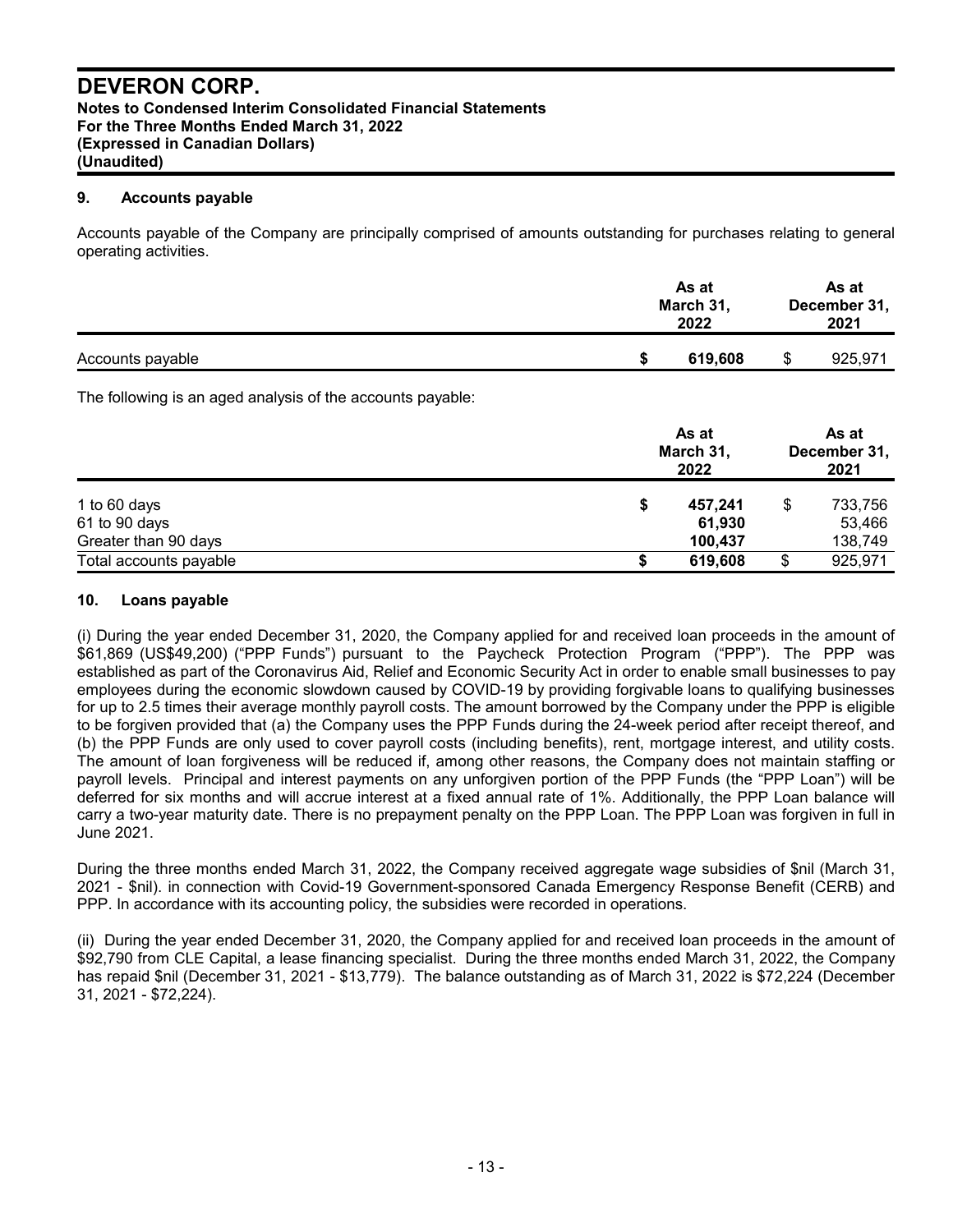## 9. Accounts payable

Accounts payable of the Company are principally comprised of amounts outstanding for purchases relating to general operating activities.

| | | As at March 31, 2022 | | As at December 31, 2021 |
|---|---|---|---|---|
| Accounts payable | **$** | **619,608** | $ | 925,971 |

The following is an aged analysis of the accounts payable:

| | | As at March 31, 2022 | | As at December 31, 2021 |
|---|---|---|---|---|
| 1 to 60 days | **$** | **457,241** | $ | 733,756 |
| 61 to 90 days | | **61,930** | | 53,466 |
| Greater than 90 days | | **100,437** | | 138,749 |
| Total accounts payable | **$** | **619,608** | $ | 925,971 |

## 10. Loans payable

(i) During the year ended December 31, 2020, the Company applied for and received loan proceeds in the amount of $61,869 (US$49,200) ("PPP Funds") pursuant to the Paycheck Protection Program ("PPP"). The PPP was established as part of the Coronavirus Aid, Relief and Economic Security Act in order to enable small businesses to pay employees during the economic slowdown caused by COVID-19 by providing forgivable loans to qualifying businesses for up to 2.5 times their average monthly payroll costs. The amount borrowed by the Company under the PPP is eligible to be forgiven provided that (a) the Company uses the PPP Funds during the 24-week period after receipt thereof, and (b) the PPP Funds are only used to cover payroll costs (including benefits), rent, mortgage interest, and utility costs. The amount of loan forgiveness will be reduced if, among other reasons, the Company does not maintain staffing or payroll levels. Principal and interest payments on any unforgiven portion of the PPP Funds (the "PPP Loan") will be deferred for six months and will accrue interest at a fixed annual rate of 1%. Additionally, the PPP Loan balance will carry a two-year maturity date. There is no prepayment penalty on the PPP Loan. The PPP Loan was forgiven in full in June 2021.

During the three months ended March 31, 2022, the Company received aggregate wage subsidies of $nil (March 31, 2021 - $nil). in connection with Covid-19 Government-sponsored Canada Emergency Response Benefit (CERB) and PPP. In accordance with its accounting policy, the subsidies were recorded in operations.

(ii) During the year ended December 31, 2020, the Company applied for and received loan proceeds in the amount of $92,790 from CLE Capital, a lease financing specialist. During the three months ended March 31, 2022, the Company has repaid $nil (December 31, 2021 - $13,779). The balance outstanding as of March 31, 2022 is $72,224 (December 31, 2021 - $72,224).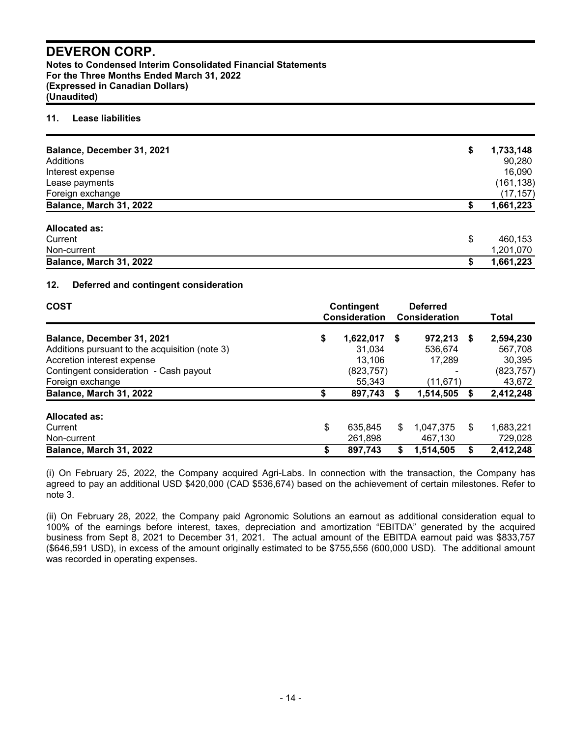## 11. Lease liabilities

| | |
|---|---|
| **Balance, December 31, 2021** | **$ 1,733,148** |
| Additions | 90,280 |
| Interest expense | 16,090 |
| Lease payments | (161,138) |
| Foreign exchange | (17,157) |
| **Balance, March 31, 2022** | **$ 1,661,223** |
| **Allocated as:** | |
| Current | $ 460,153 |
| Non-current | 1,201,070 |
| **Balance, March 31, 2022** | **$ 1,661,223** |

## 12. Deferred and contingent consideration

| **COST** | **Contingent Consideration** | **Deferred Consideration** | **Total** |
|---|---|---|---|
| **Balance, December 31, 2021** | **$ 1,622,017** | **$ 972,213** | **$ 2,594,230** |
| Additions pursuant to the acquisition (note 3) | 31,034 | 536,674 | 567,708 |
| Accretion interest expense | 13,106 | 17,289 | 30,395 |
| Contingent consideration - Cash payout | (823,757) | - | (823,757) |
| Foreign exchange | 55,343 | (11,671) | 43,672 |
| **Balance, March 31, 2022** | **$ 897,743** | **$ 1,514,505** | **$ 2,412,248** |
| **Allocated as:** | | | |
| Current | $ 635,845 | $ 1,047,375 | $ 1,683,221 |
| Non-current | 261,898 | 467,130 | 729,028 |
| **Balance, March 31, 2022** | **$ 897,743** | **$ 1,514,505** | **$ 2,412,248** |

(i) On February 25, 2022, the Company acquired Agri-Labs. In connection with the transaction, the Company has agreed to pay an additional USD $420,000 (CAD $536,674) based on the achievement of certain milestones. Refer to note 3.

(ii) On February 28, 2022, the Company paid Agronomic Solutions an earnout as additional consideration equal to 100% of the earnings before interest, taxes, depreciation and amortization "EBITDA" generated by the acquired business from Sept 8, 2021 to December 31, 2021. The actual amount of the EBITDA earnout paid was $833,757 ($646,591 USD), in excess of the amount originally estimated to be $755,556 (600,000 USD). The additional amount was recorded in operating expenses.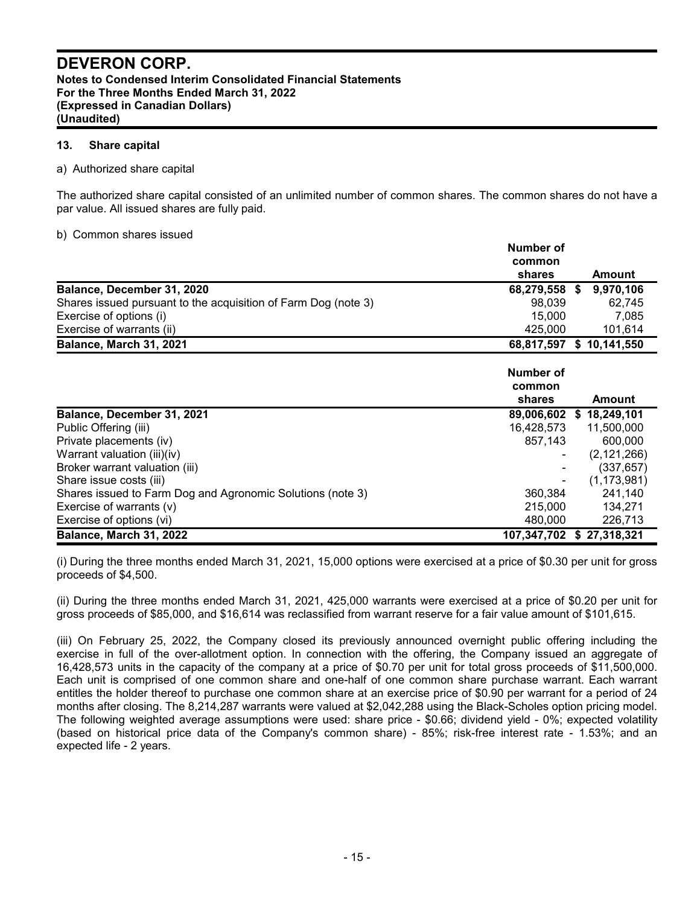## 13. Share capital

a) Authorized share capital

The authorized share capital consisted of an unlimited number of common shares. The common shares do not have a par value. All issued shares are fully paid.

b) Common shares issued

| | Number of common shares | Amount |
|---|---|---|
| **Balance, December 31, 2020** | **68,279,558** | **$ 9,970,106** |
| Shares issued pursuant to the acquisition of Farm Dog (note 3) | 98,039 | 62,745 |
| Exercise of options (i) | 15,000 | 7,085 |
| Exercise of warrants (ii) | 425,000 | 101,614 |
| **Balance, March 31, 2021** | **68,817,597** | **$ 10,141,550** |

| | Number of common shares | Amount |
|---|---|---|
| **Balance, December 31, 2021** | **89,006,602** | **$ 18,249,101** |
| Public Offering (iii) | 16,428,573 | 11,500,000 |
| Private placements (iv) | 857,143 | 600,000 |
| Warrant valuation (iii)(iv) | - | (2,121,266) |
| Broker warrant valuation (iii) | - | (337,657) |
| Share issue costs (iii) | - | (1,173,981) |
| Shares issued to Farm Dog and Agronomic Solutions (note 3) | 360,384 | 241,140 |
| Exercise of warrants (v) | 215,000 | 134,271 |
| Exercise of options (vi) | 480,000 | 226,713 |
| **Balance, March 31, 2022** | **107,347,702** | **$ 27,318,321** |

(i) During the three months ended March 31, 2021, 15,000 options were exercised at a price of $0.30 per unit for gross proceeds of $4,500.

(ii) During the three months ended March 31, 2021, 425,000 warrants were exercised at a price of $0.20 per unit for gross proceeds of $85,000, and $16,614 was reclassified from warrant reserve for a fair value amount of $101,615.

(iii) On February 25, 2022, the Company closed its previously announced overnight public offering including the exercise in full of the over-allotment option. In connection with the offering, the Company issued an aggregate of 16,428,573 units in the capacity of the company at a price of $0.70 per unit for total gross proceeds of $11,500,000. Each unit is comprised of one common share and one-half of one common share purchase warrant. Each warrant entitles the holder thereof to purchase one common share at an exercise price of $0.90 per warrant for a period of 24 months after closing. The 8,214,287 warrants were valued at $2,042,288 using the Black-Scholes option pricing model. The following weighted average assumptions were used: share price - $0.66; dividend yield - 0%; expected volatility (based on historical price data of the Company's common share) - 85%; risk-free interest rate - 1.53%; and an expected life - 2 years.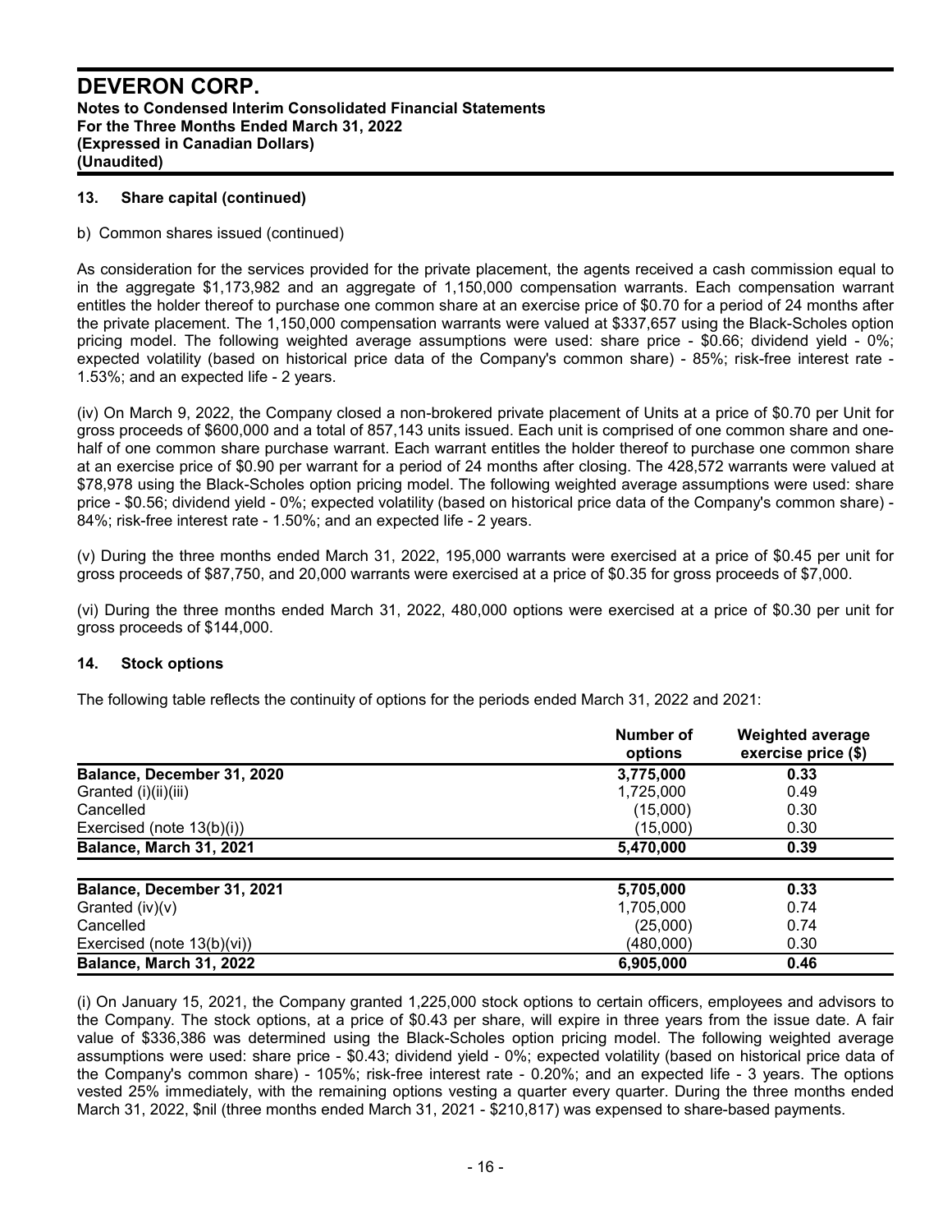## 13. Share capital (continued)

b) Common shares issued (continued)

As consideration for the services provided for the private placement, the agents received a cash commission equal to in the aggregate $1,173,982 and an aggregate of 1,150,000 compensation warrants. Each compensation warrant entitles the holder thereof to purchase one common share at an exercise price of $0.70 for a period of 24 months after the private placement. The 1,150,000 compensation warrants were valued at $337,657 using the Black-Scholes option pricing model. The following weighted average assumptions were used: share price - $0.66; dividend yield - 0%; expected volatility (based on historical price data of the Company's common share) - 85%; risk-free interest rate - 1.53%; and an expected life - 2 years.

(iv) On March 9, 2022, the Company closed a non-brokered private placement of Units at a price of $0.70 per Unit for gross proceeds of $600,000 and a total of 857,143 units issued. Each unit is comprised of one common share and one-half of one common share purchase warrant. Each warrant entitles the holder thereof to purchase one common share at an exercise price of $0.90 per warrant for a period of 24 months after closing. The 428,572 warrants were valued at $78,978 using the Black-Scholes option pricing model. The following weighted average assumptions were used: share price - $0.56; dividend yield - 0%; expected volatility (based on historical price data of the Company's common share) - 84%; risk-free interest rate - 1.50%; and an expected life - 2 years.

(v) During the three months ended March 31, 2022, 195,000 warrants were exercised at a price of $0.45 per unit for gross proceeds of $87,750, and 20,000 warrants were exercised at a price of $0.35 for gross proceeds of $7,000.

(vi) During the three months ended March 31, 2022, 480,000 options were exercised at a price of $0.30 per unit for gross proceeds of $144,000.

## 14. Stock options

The following table reflects the continuity of options for the periods ended March 31, 2022 and 2021:

| | Number of options | Weighted average exercise price ($) |
|---|---|---|
| **Balance, December 31, 2020** | **3,775,000** | **0.33** |
| Granted (i)(ii)(iii) | 1,725,000 | 0.49 |
| Cancelled | (15,000) | 0.30 |
| Exercised (note 13(b)(i)) | (15,000) | 0.30 |
| **Balance, March 31, 2021** | **5,470,000** | **0.39** |
| | | |
| **Balance, December 31, 2021** | **5,705,000** | **0.33** |
| Granted (iv)(v) | 1,705,000 | 0.74 |
| Cancelled | (25,000) | 0.74 |
| Exercised (note 13(b)(vi)) | (480,000) | 0.30 |
| **Balance, March 31, 2022** | **6,905,000** | **0.46** |

(i) On January 15, 2021, the Company granted 1,225,000 stock options to certain officers, employees and advisors to the Company. The stock options, at a price of $0.43 per share, will expire in three years from the issue date. A fair value of $336,386 was determined using the Black-Scholes option pricing model. The following weighted average assumptions were used: share price - $0.43; dividend yield - 0%; expected volatility (based on historical price data of the Company's common share) - 105%; risk-free interest rate - 0.20%; and an expected life - 3 years. The options vested 25% immediately, with the remaining options vesting a quarter every quarter. During the three months ended March 31, 2022, $nil (three months ended March 31, 2021 - $210,817) was expensed to share-based payments.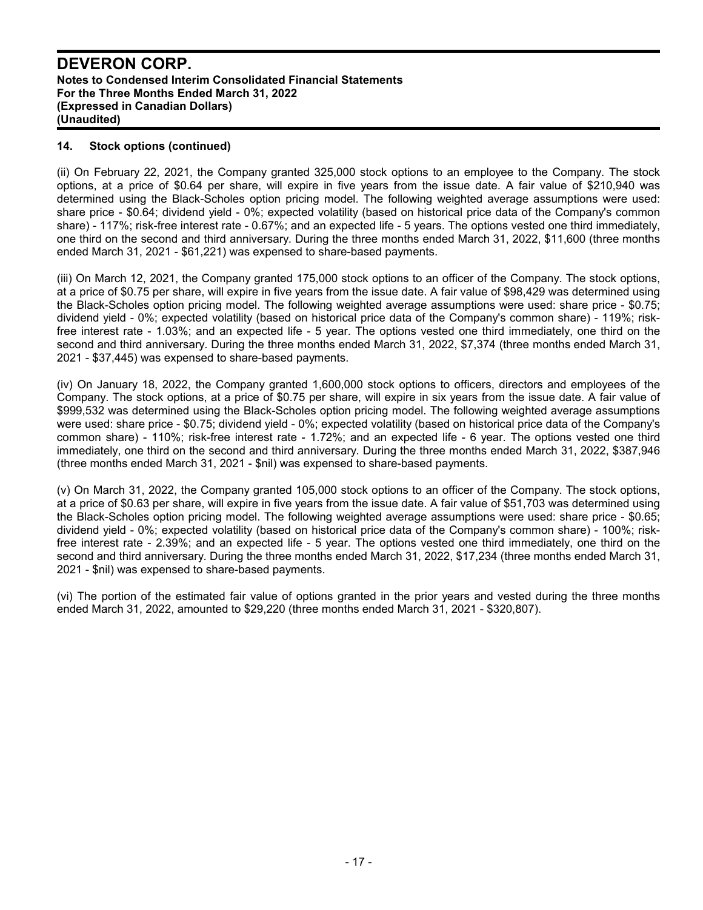## 14. Stock options (continued)

(ii) On February 22, 2021, the Company granted 325,000 stock options to an employee to the Company. The stock options, at a price of $0.64 per share, will expire in five years from the issue date. A fair value of $210,940 was determined using the Black-Scholes option pricing model. The following weighted average assumptions were used: share price - $0.64; dividend yield - 0%; expected volatility (based on historical price data of the Company's common share) - 117%; risk-free interest rate - 0.67%; and an expected life - 5 years. The options vested one third immediately, one third on the second and third anniversary. During the three months ended March 31, 2022, $11,600 (three months ended March 31, 2021 - $61,221) was expensed to share-based payments.

(iii) On March 12, 2021, the Company granted 175,000 stock options to an officer of the Company. The stock options, at a price of $0.75 per share, will expire in five years from the issue date. A fair value of $98,429 was determined using the Black-Scholes option pricing model. The following weighted average assumptions were used: share price - $0.75; dividend yield - 0%; expected volatility (based on historical price data of the Company's common share) - 119%; risk-free interest rate - 1.03%; and an expected life - 5 year. The options vested one third immediately, one third on the second and third anniversary. During the three months ended March 31, 2022, $7,374 (three months ended March 31, 2021 - $37,445) was expensed to share-based payments.

(iv) On January 18, 2022, the Company granted 1,600,000 stock options to officers, directors and employees of the Company. The stock options, at a price of $0.75 per share, will expire in six years from the issue date. A fair value of $999,532 was determined using the Black-Scholes option pricing model. The following weighted average assumptions were used: share price - $0.75; dividend yield - 0%; expected volatility (based on historical price data of the Company's common share) - 110%; risk-free interest rate - 1.72%; and an expected life - 6 year. The options vested one third immediately, one third on the second and third anniversary. During the three months ended March 31, 2022, $387,946 (three months ended March 31, 2021 - $nil) was expensed to share-based payments.

(v) On March 31, 2022, the Company granted 105,000 stock options to an officer of the Company. The stock options, at a price of $0.63 per share, will expire in five years from the issue date. A fair value of $51,703 was determined using the Black-Scholes option pricing model. The following weighted average assumptions were used: share price - $0.65; dividend yield - 0%; expected volatility (based on historical price data of the Company's common share) - 100%; risk-free interest rate - 2.39%; and an expected life - 5 year. The options vested one third immediately, one third on the second and third anniversary. During the three months ended March 31, 2022, $17,234 (three months ended March 31, 2021 - $nil) was expensed to share-based payments.

(vi) The portion of the estimated fair value of options granted in the prior years and vested during the three months ended March 31, 2022, amounted to $29,220 (three months ended March 31, 2021 - $320,807).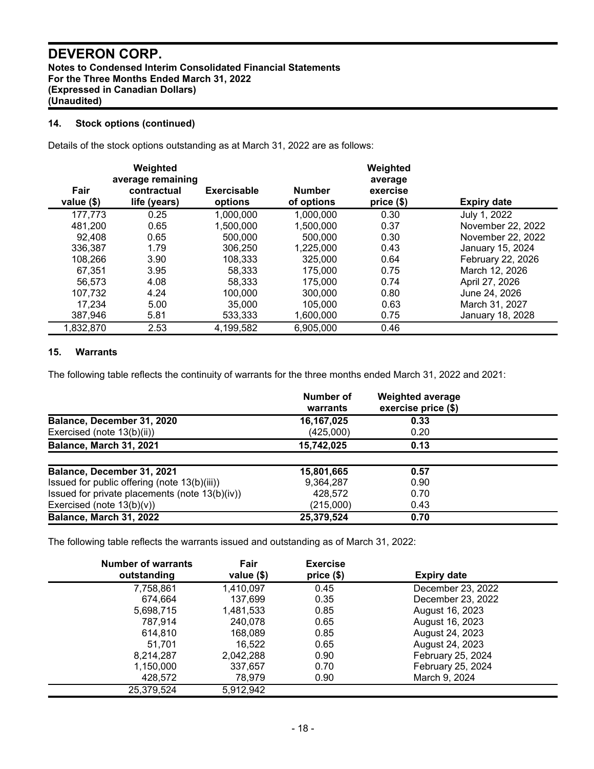## 14. Stock options (continued)

Details of the stock options outstanding as at March 31, 2022 are as follows:

| Fair value ($) | Weighted average remaining contractual life (years) | Exercisable options | Number of options | Weighted average exercise price ($) | Expiry date |
|---|---|---|---|---|---|
| 177,773 | 0.25 | 1,000,000 | 1,000,000 | 0.30 | July 1, 2022 |
| 481,200 | 0.65 | 1,500,000 | 1,500,000 | 0.37 | November 22, 2022 |
| 92,408 | 0.65 | 500,000 | 500,000 | 0.30 | November 22, 2022 |
| 336,387 | 1.79 | 306,250 | 1,225,000 | 0.43 | January 15, 2024 |
| 108,266 | 3.90 | 108,333 | 325,000 | 0.64 | February 22, 2026 |
| 67,351 | 3.95 | 58,333 | 175,000 | 0.75 | March 12, 2026 |
| 56,573 | 4.08 | 58,333 | 175,000 | 0.74 | April 27, 2026 |
| 107,732 | 4.24 | 100,000 | 300,000 | 0.80 | June 24, 2026 |
| 17,234 | 5.00 | 35,000 | 105,000 | 0.63 | March 31, 2027 |
| 387,946 | 5.81 | 533,333 | 1,600,000 | 0.75 | January 18, 2028 |
| 1,832,870 | 2.53 | 4,199,582 | 6,905,000 | 0.46 | |

## 15. Warrants

The following table reflects the continuity of warrants for the three months ended March 31, 2022 and 2021:

| | Number of warrants | Weighted average exercise price ($) |
|---|---|---|
| **Balance, December 31, 2020** | **16,167,025** | **0.33** |
| Exercised (note 13(b)(ii)) | (425,000) | 0.20 |
| **Balance, March 31, 2021** | **15,742,025** | **0.13** |
| | | |
| **Balance, December 31, 2021** | **15,801,665** | **0.57** |
| Issued for public offering (note 13(b)(iii)) | 9,364,287 | 0.90 |
| Issued for private placements (note 13(b)(iv)) | 428,572 | 0.70 |
| Exercised (note 13(b)(v)) | (215,000) | 0.43 |
| **Balance, March 31, 2022** | **25,379,524** | **0.70** |

The following table reflects the warrants issued and outstanding as of March 31, 2022:

| Number of warrants outstanding | Fair value ($) | Exercise price ($) | Expiry date |
|---|---|---|---|
| 7,758,861 | 1,410,097 | 0.45 | December 23, 2022 |
| 674,664 | 137,699 | 0.35 | December 23, 2022 |
| 5,698,715 | 1,481,533 | 0.85 | August 16, 2023 |
| 787,914 | 240,078 | 0.65 | August 16, 2023 |
| 614,810 | 168,089 | 0.85 | August 24, 2023 |
| 51,701 | 16,522 | 0.65 | August 24, 2023 |
| 8,214,287 | 2,042,288 | 0.90 | February 25, 2024 |
| 1,150,000 | 337,657 | 0.70 | February 25, 2024 |
| 428,572 | 78,979 | 0.90 | March 9, 2024 |
| 25,379,524 | 5,912,942 | | |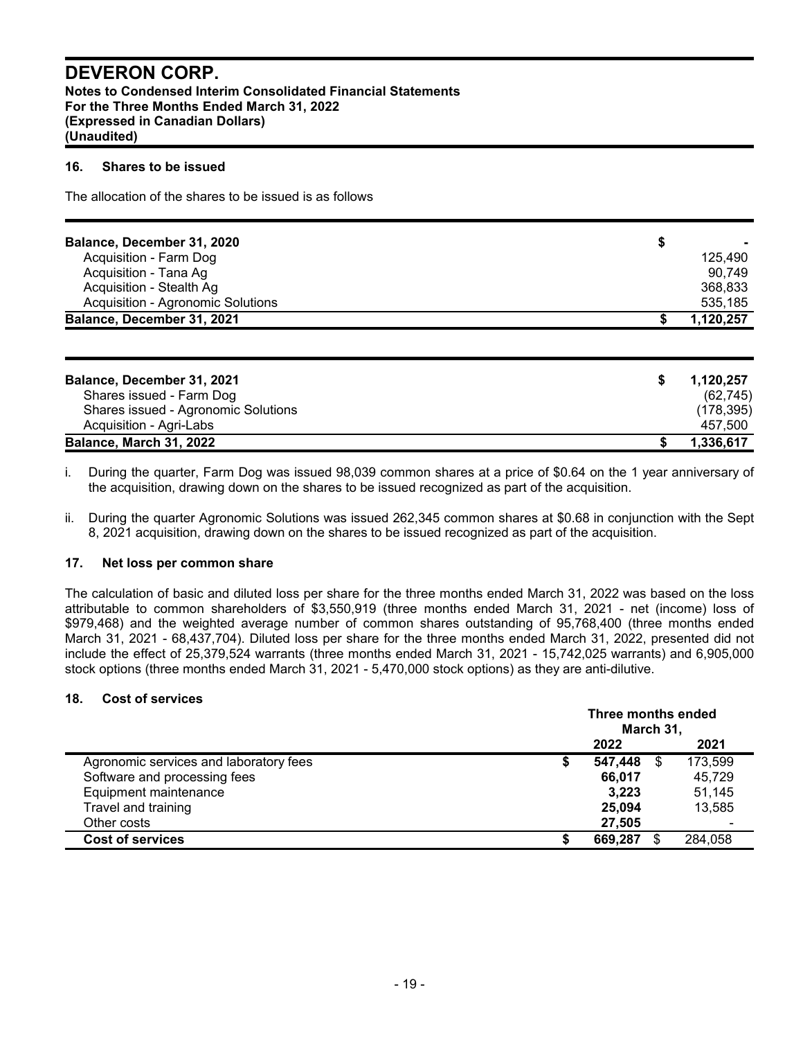## 16. Shares to be issued

The allocation of the shares to be issued is as follows

| | |
|---|---|
| **Balance, December 31, 2020** | **$ -** |
| Acquisition - Farm Dog | 125,490 |
| Acquisition - Tana Ag | 90,749 |
| Acquisition - Stealth Ag | 368,833 |
| Acquisition - Agronomic Solutions | 535,185 |
| **Balance, December 31, 2021** | **$ 1,120,257** |

| | |
|---|---|
| **Balance, December 31, 2021** | **$ 1,120,257** |
| Shares issued - Farm Dog | (62,745) |
| Shares issued - Agronomic Solutions | (178,395) |
| Acquisition - Agri-Labs | 457,500 |
| **Balance, March 31, 2022** | **$ 1,336,617** |

i. During the quarter, Farm Dog was issued 98,039 common shares at a price of $0.64 on the 1 year anniversary of the acquisition, drawing down on the shares to be issued recognized as part of the acquisition.

ii. During the quarter Agronomic Solutions was issued 262,345 common shares at $0.68 in conjunction with the Sept 8, 2021 acquisition, drawing down on the shares to be issued recognized as part of the acquisition.

## 17. Net loss per common share

The calculation of basic and diluted loss per share for the three months ended March 31, 2022 was based on the loss attributable to common shareholders of $3,550,919 (three months ended March 31, 2021 - net (income) loss of $979,468) and the weighted average number of common shares outstanding of 95,768,400 (three months ended March 31, 2021 - 68,437,704). Diluted loss per share for the three months ended March 31, 2022, presented did not include the effect of 25,379,524 warrants (three months ended March 31, 2021 - 15,742,025 warrants) and 6,905,000 stock options (three months ended March 31, 2021 - 5,470,000 stock options) as they are anti-dilutive.

## 18. Cost of services

| | Three months ended March 31, | |
|---|---|---|
| | **2022** | **2021** |
| Agronomic services and laboratory fees | **$ 547,448** | $ 173,599 |
| Software and processing fees | **66,017** | 45,729 |
| Equipment maintenance | **3,223** | 51,145 |
| Travel and training | **25,094** | 13,585 |
| Other costs | **27,505** | - |
| **Cost of services** | **$ 669,287** | $ 284,058 |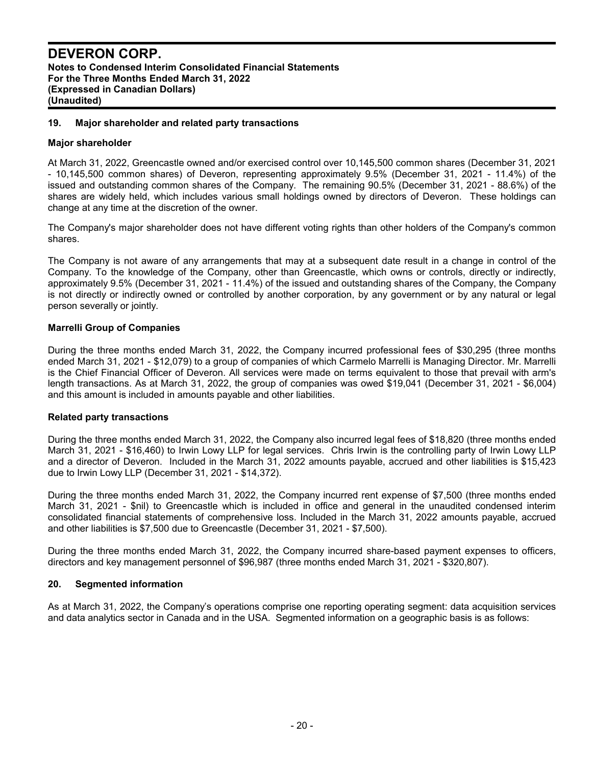## 19. Major shareholder and related party transactions

**Major shareholder**

At March 31, 2022, Greencastle owned and/or exercised control over 10,145,500 common shares (December 31, 2021 - 10,145,500 common shares) of Deveron, representing approximately 9.5% (December 31, 2021 - 11.4%) of the issued and outstanding common shares of the Company. The remaining 90.5% (December 31, 2021 - 88.6%) of the shares are widely held, which includes various small holdings owned by directors of Deveron. These holdings can change at any time at the discretion of the owner.

The Company's major shareholder does not have different voting rights than other holders of the Company's common shares.

The Company is not aware of any arrangements that may at a subsequent date result in a change in control of the Company. To the knowledge of the Company, other than Greencastle, which owns or controls, directly or indirectly, approximately 9.5% (December 31, 2021 - 11.4%) of the issued and outstanding shares of the Company, the Company is not directly or indirectly owned or controlled by another corporation, by any government or by any natural or legal person severally or jointly.

**Marrelli Group of Companies**

During the three months ended March 31, 2022, the Company incurred professional fees of $30,295 (three months ended March 31, 2021 - $12,079) to a group of companies of which Carmelo Marrelli is Managing Director. Mr. Marrelli is the Chief Financial Officer of Deveron. All services were made on terms equivalent to those that prevail with arm's length transactions. As at March 31, 2022, the group of companies was owed $19,041 (December 31, 2021 - $6,004) and this amount is included in amounts payable and other liabilities.

**Related party transactions**

During the three months ended March 31, 2022, the Company also incurred legal fees of $18,820 (three months ended March 31, 2021 - $16,460) to Irwin Lowy LLP for legal services. Chris Irwin is the controlling party of Irwin Lowy LLP and a director of Deveron. Included in the March 31, 2022 amounts payable, accrued and other liabilities is $15,423 due to Irwin Lowy LLP (December 31, 2021 - $14,372).

During the three months ended March 31, 2022, the Company incurred rent expense of $7,500 (three months ended March 31, 2021 - $nil) to Greencastle which is included in office and general in the unaudited condensed interim consolidated financial statements of comprehensive loss. Included in the March 31, 2022 amounts payable, accrued and other liabilities is $7,500 due to Greencastle (December 31, 2021 - $7,500).

During the three months ended March 31, 2022, the Company incurred share-based payment expenses to officers, directors and key management personnel of $96,987 (three months ended March 31, 2021 - $320,807).

## 20. Segmented information

As at March 31, 2022, the Company's operations comprise one reporting operating segment: data acquisition services and data analytics sector in Canada and in the USA. Segmented information on a geographic basis is as follows: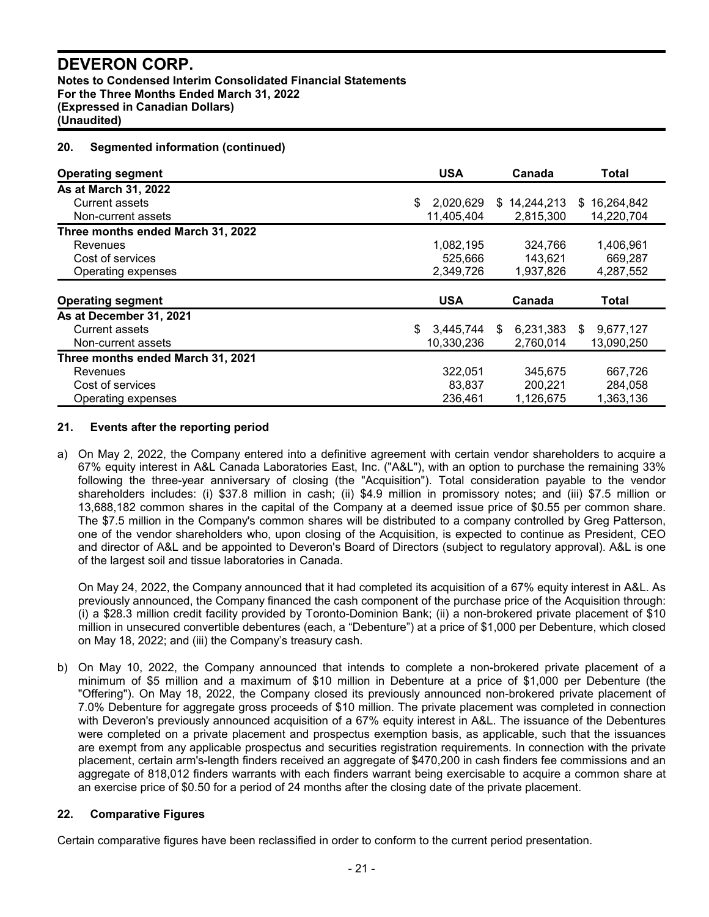## 20. Segmented information (continued)

| Operating segment | USA | Canada | Total |
|---|---|---|---|
| **As at March 31, 2022** | | | |
| Current assets | $ 2,020,629 | $ 14,244,213 | $ 16,264,842 |
| Non-current assets | 11,405,404 | 2,815,300 | 14,220,704 |
| **Three months ended March 31, 2022** | | | |
| Revenues | 1,082,195 | 324,766 | 1,406,961 |
| Cost of services | 525,666 | 143,621 | 669,287 |
| Operating expenses | 2,349,726 | 1,937,826 | 4,287,552 |

| Operating segment | USA | Canada | Total |
|---|---|---|---|
| **As at December 31, 2021** | | | |
| Current assets | $ 3,445,744 | $ 6,231,383 | $ 9,677,127 |
| Non-current assets | 10,330,236 | 2,760,014 | 13,090,250 |
| **Three months ended March 31, 2021** | | | |
| Revenues | 322,051 | 345,675 | 667,726 |
| Cost of services | 83,837 | 200,221 | 284,058 |
| Operating expenses | 236,461 | 1,126,675 | 1,363,136 |

## 21. Events after the reporting period

a) On May 2, 2022, the Company entered into a definitive agreement with certain vendor shareholders to acquire a 67% equity interest in A&L Canada Laboratories East, Inc. ("A&L"), with an option to purchase the remaining 33% following the three-year anniversary of closing (the "Acquisition"). Total consideration payable to the vendor shareholders includes: (i) $37.8 million in cash; (ii) $4.9 million in promissory notes; and (iii) $7.5 million or 13,688,182 common shares in the capital of the Company at a deemed issue price of $0.55 per common share. The $7.5 million in the Company's common shares will be distributed to a company controlled by Greg Patterson, one of the vendor shareholders who, upon closing of the Acquisition, is expected to continue as President, CEO and director of A&L and be appointed to Deveron's Board of Directors (subject to regulatory approval). A&L is one of the largest soil and tissue laboratories in Canada.

On May 24, 2022, the Company announced that it had completed its acquisition of a 67% equity interest in A&L. As previously announced, the Company financed the cash component of the purchase price of the Acquisition through: (i) a $28.3 million credit facility provided by Toronto-Dominion Bank; (ii) a non-brokered private placement of $10 million in unsecured convertible debentures (each, a "Debenture") at a price of $1,000 per Debenture, which closed on May 18, 2022; and (iii) the Company's treasury cash.

b) On May 10, 2022, the Company announced that intends to complete a non-brokered private placement of a minimum of $5 million and a maximum of $10 million in Debenture at a price of $1,000 per Debenture (the "Offering"). On May 18, 2022, the Company closed its previously announced non-brokered private placement of 7.0% Debenture for aggregate gross proceeds of $10 million. The private placement was completed in connection with Deveron's previously announced acquisition of a 67% equity interest in A&L. The issuance of the Debentures were completed on a private placement and prospectus exemption basis, as applicable, such that the issuances are exempt from any applicable prospectus and securities registration requirements. In connection with the private placement, certain arm's-length finders received an aggregate of $470,200 in cash finders fee commissions and an aggregate of 818,012 finders warrants with each finders warrant being exercisable to acquire a common share at an exercise price of $0.50 for a period of 24 months after the closing date of the private placement.

## 22. Comparative Figures

Certain comparative figures have been reclassified in order to conform to the current period presentation.